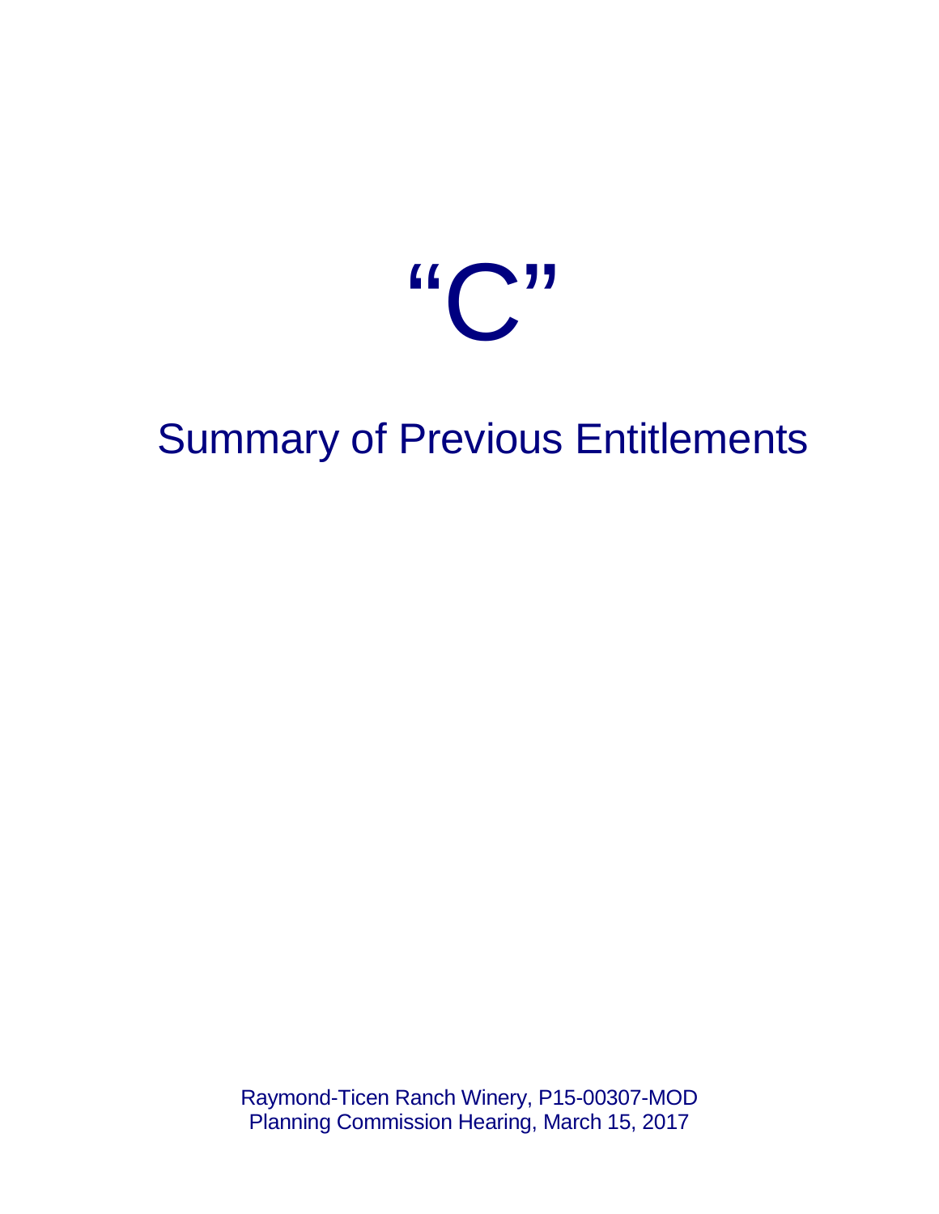# "C"

## Summary of Previous Entitlements

Raymond-Ticen Ranch Winery, P15-00307-MOD
Planning Commission Hearing, March 15, 2017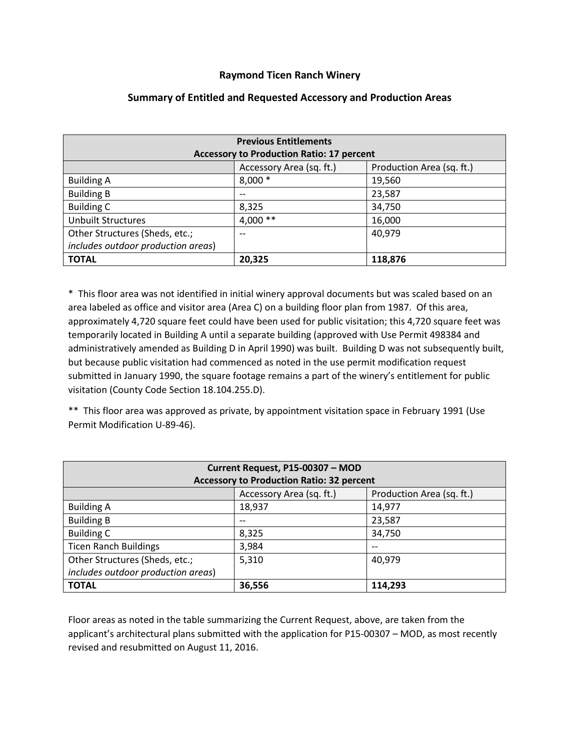**Raymond Ticen Ranch Winery**

**Summary of Entitled and Requested Accessory and Production Areas**

| **Previous Entitlements**<br>**Accessory to Production Ratio: 17 percent** | | |
|---|---|---|
| | Accessory Area (sq. ft.) | Production Area (sq. ft.) |
| Building A | 8,000 * | 19,560 |
| Building B | -- | 23,587 |
| Building C | 8,325 | 34,750 |
| Unbuilt Structures | 4,000 ** | 16,000 |
| Other Structures (Sheds, etc.; *includes outdoor production areas*) | -- | 40,979 |
| **TOTAL** | **20,325** | **118,876** |

* This floor area was not identified in initial winery approval documents but was scaled based on an area labeled as office and visitor area (Area C) on a building floor plan from 1987. Of this area, approximately 4,720 square feet could have been used for public visitation; this 4,720 square feet was temporarily located in Building A until a separate building (approved with Use Permit 498384 and administratively amended as Building D in April 1990) was built. Building D was not subsequently built, but because public visitation had commenced as noted in the use permit modification request submitted in January 1990, the square footage remains a part of the winery's entitlement for public visitation (County Code Section 18.104.255.D).

** This floor area was approved as private, by appointment visitation space in February 1991 (Use Permit Modification U-89-46).

| **Current Request, P15-00307 – MOD**<br>**Accessory to Production Ratio: 32 percent** | | |
|---|---|---|
| | Accessory Area (sq. ft.) | Production Area (sq. ft.) |
| Building A | 18,937 | 14,977 |
| Building B | -- | 23,587 |
| Building C | 8,325 | 34,750 |
| Ticen Ranch Buildings | 3,984 | -- |
| Other Structures (Sheds, etc.; *includes outdoor production areas*) | 5,310 | 40,979 |
| **TOTAL** | **36,556** | **114,293** |

Floor areas as noted in the table summarizing the Current Request, above, are taken from the applicant's architectural plans submitted with the application for P15-00307 – MOD, as most recently revised and resubmitted on August 11, 2016.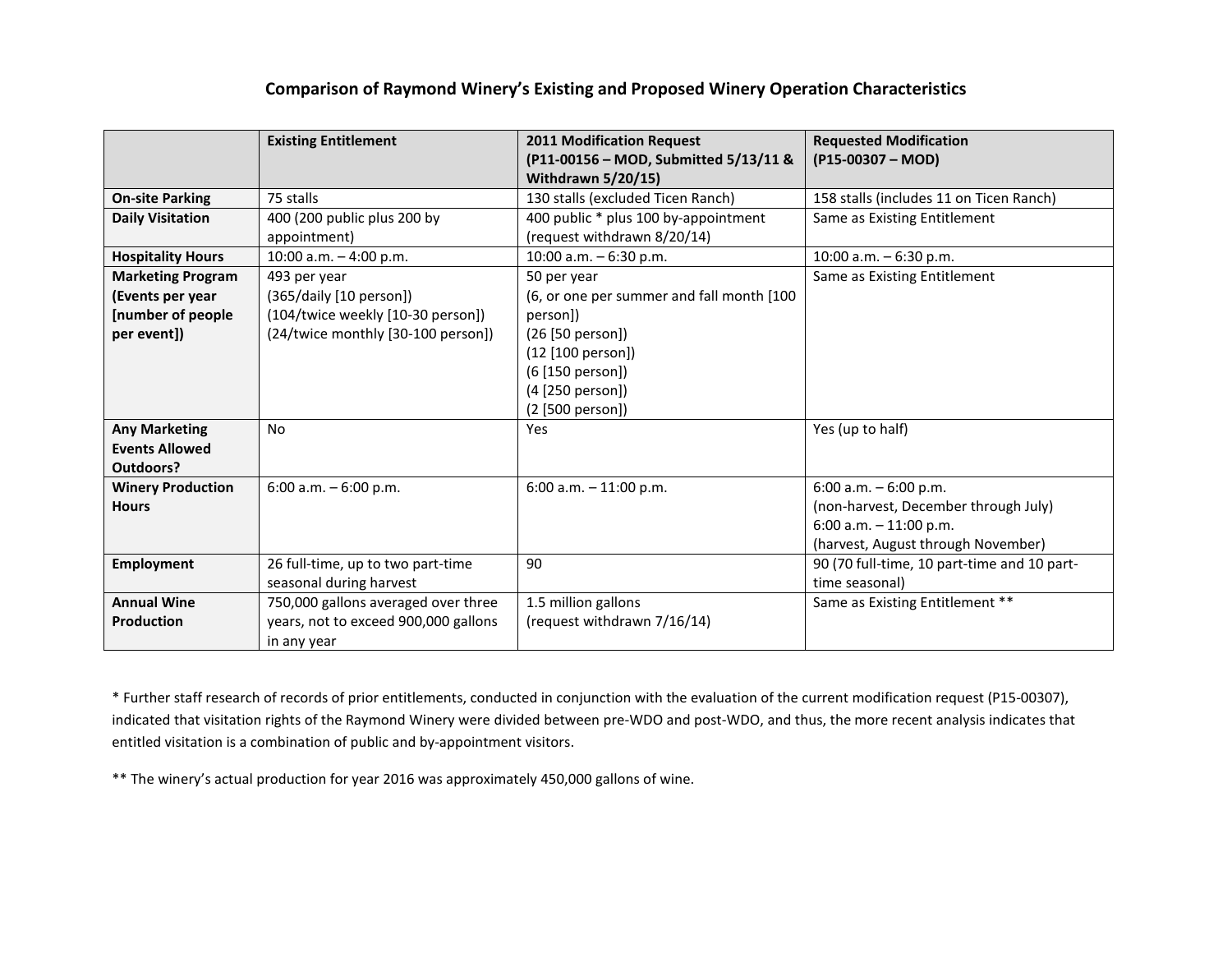# Comparison of Raymond Winery's Existing and Proposed Winery Operation Characteristics

| | Existing Entitlement | 2011 Modification Request (P11-00156 – MOD, Submitted 5/13/11 & Withdrawn 5/20/15) | Requested Modification (P15-00307 – MOD) |
|---|---|---|---|
| **On-site Parking** | 75 stalls | 130 stalls (excluded Ticen Ranch) | 158 stalls (includes 11 on Ticen Ranch) |
| **Daily Visitation** | 400 (200 public plus 200 by appointment) | 400 public * plus 100 by-appointment (request withdrawn 8/20/14) | Same as Existing Entitlement |
| **Hospitality Hours** | 10:00 a.m. – 4:00 p.m. | 10:00 a.m. – 6:30 p.m. | 10:00 a.m. – 6:30 p.m. |
| **Marketing Program (Events per year [number of people per event])** | 493 per year<br>(365/daily [10 person])<br>(104/twice weekly [10-30 person])<br>(24/twice monthly [30-100 person]) | 50 per year<br>(6, or one per summer and fall month [100 person])<br>(26 [50 person])<br>(12 [100 person])<br>(6 [150 person])<br>(4 [250 person])<br>(2 [500 person]) | Same as Existing Entitlement |
| **Any Marketing Events Allowed Outdoors?** | No | Yes | Yes (up to half) |
| **Winery Production Hours** | 6:00 a.m. – 6:00 p.m. | 6:00 a.m. – 11:00 p.m. | 6:00 a.m. – 6:00 p.m.<br>(non-harvest, December through July)<br>6:00 a.m. – 11:00 p.m.<br>(harvest, August through November) |
| **Employment** | 26 full-time, up to two part-time seasonal during harvest | 90 | 90 (70 full-time, 10 part-time and 10 part-time seasonal) |
| **Annual Wine Production** | 750,000 gallons averaged over three years, not to exceed 900,000 gallons in any year | 1.5 million gallons<br>(request withdrawn 7/16/14) | Same as Existing Entitlement ** |

* Further staff research of records of prior entitlements, conducted in conjunction with the evaluation of the current modification request (P15-00307), indicated that visitation rights of the Raymond Winery were divided between pre-WDO and post-WDO, and thus, the more recent analysis indicates that entitled visitation is a combination of public and by-appointment visitors.

** The winery's actual production for year 2016 was approximately 450,000 gallons of wine.